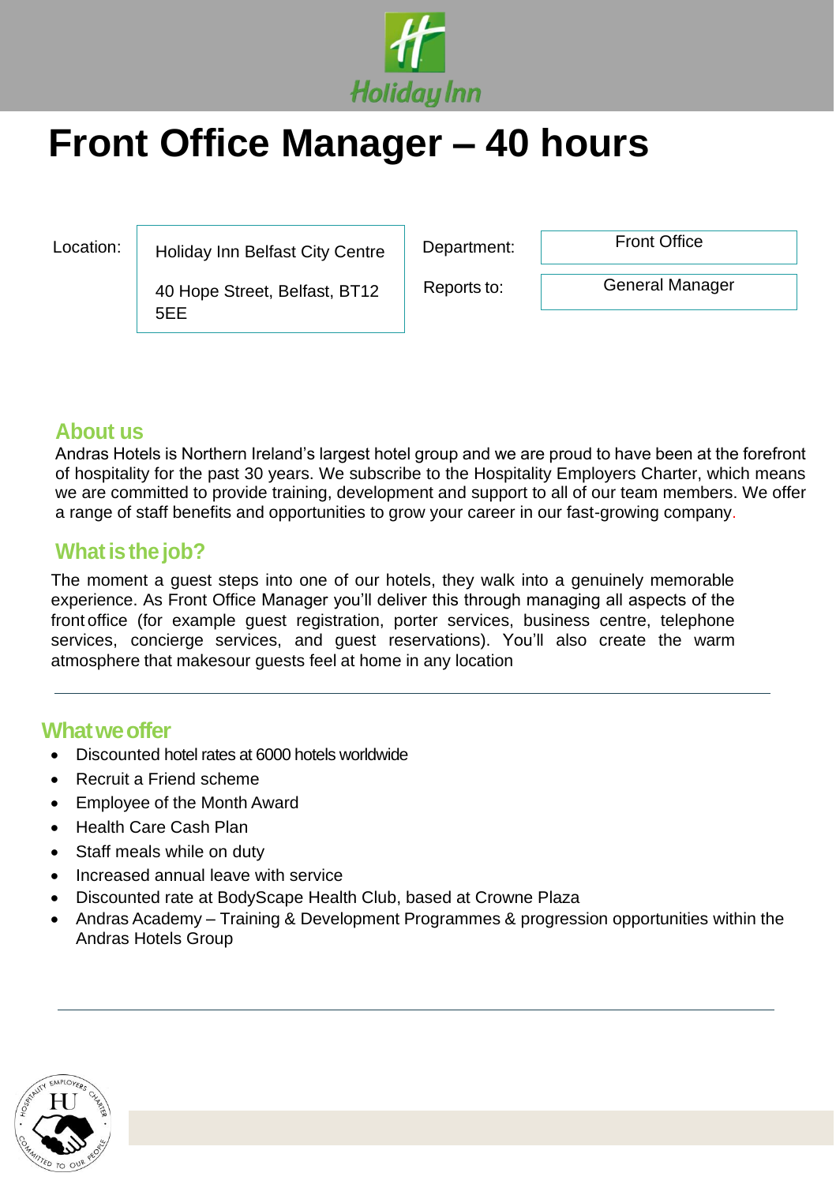# Front Office Manager – 40 hours

| Location: | Holiday Inn Belfast City Centre<br><br>40 Hope Street, Belfast, BT12 5EE | Department: | Front Office |
|---|---|---|---|
| | | Reports to: | General Manager |

## About us

Andras Hotels is Northern Ireland's largest hotel group and we are proud to have been at the forefront of hospitality for the past 30 years. We subscribe to the Hospitality Employers Charter, which means we are committed to provide training, development and support to all of our team members. We offer a range of staff benefits and opportunities to grow your career in our fast-growing company.

## What is the job?

The moment a guest steps into one of our hotels, they walk into a genuinely memorable experience. As Front Office Manager you'll deliver this through managing all aspects of the front office (for example guest registration, porter services, business centre, telephone services, concierge services, and guest reservations). You'll also create the warm atmosphere that makesour guests feel at home in any location

---

## What we offer

- Discounted hotel rates at 6000 hotels worldwide
- Recruit a Friend scheme
- Employee of the Month Award
- Health Care Cash Plan
- Staff meals while on duty
- Increased annual leave with service
- Discounted rate at BodyScape Health Club, based at Crowne Plaza
- Andras Academy – Training & Development Programmes & progression opportunities within the Andras Hotels Group

---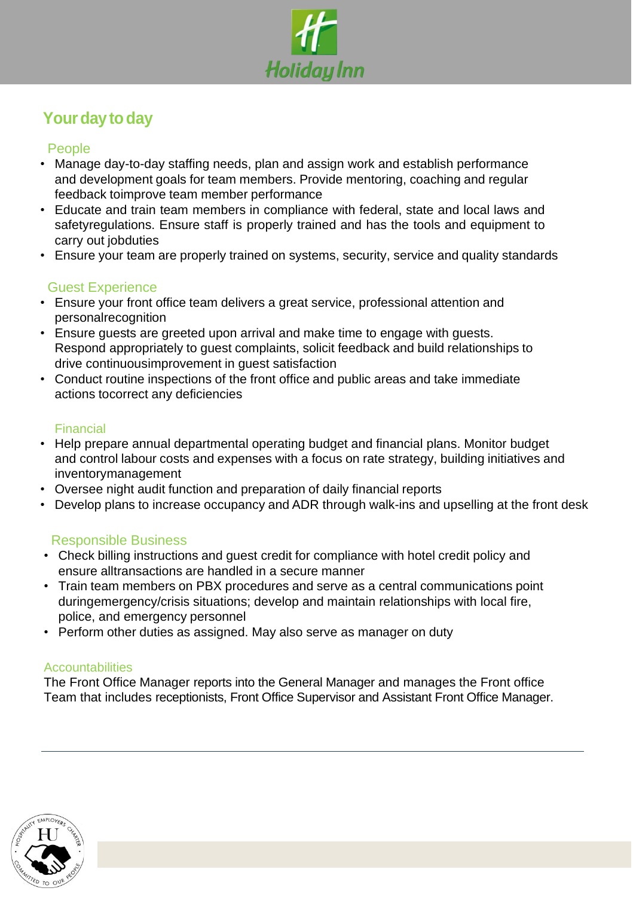## Your day to day

### People

- Manage day-to-day staffing needs, plan and assign work and establish performance and development goals for team members. Provide mentoring, coaching and regular feedback toimprove team member performance
- Educate and train team members in compliance with federal, state and local laws and safetyregulations. Ensure staff is properly trained and has the tools and equipment to carry out jobduties
- Ensure your team are properly trained on systems, security, service and quality standards

### Guest Experience

- Ensure your front office team delivers a great service, professional attention and personalrecognition
- Ensure guests are greeted upon arrival and make time to engage with guests. Respond appropriately to guest complaints, solicit feedback and build relationships to drive continuousimprovement in guest satisfaction
- Conduct routine inspections of the front office and public areas and take immediate actions tocorrect any deficiencies

### Financial

- Help prepare annual departmental operating budget and financial plans. Monitor budget and control labour costs and expenses with a focus on rate strategy, building initiatives and inventorymanagement
- Oversee night audit function and preparation of daily financial reports
- Develop plans to increase occupancy and ADR through walk-ins and upselling at the front desk

### Responsible Business

- Check billing instructions and guest credit for compliance with hotel credit policy and ensure alltransactions are handled in a secure manner
- Train team members on PBX procedures and serve as a central communications point duringemergency/crisis situations; develop and maintain relationships with local fire, police, and emergency personnel
- Perform other duties as assigned. May also serve as manager on duty

### Accountabilities

The Front Office Manager reports into the General Manager and manages the Front office Team that includes receptionists, Front Office Supervisor and Assistant Front Office Manager.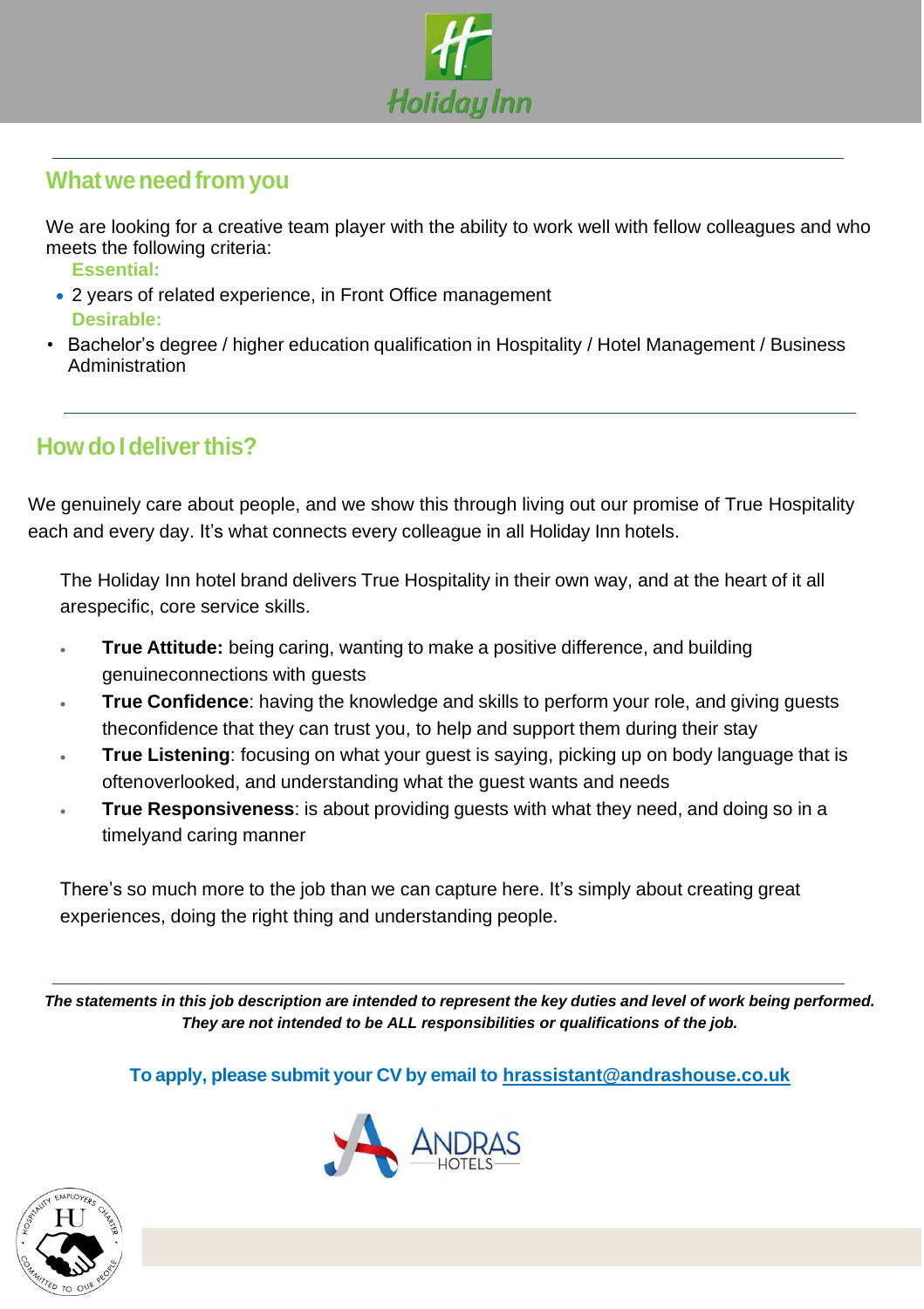## What we need from you

We are looking for a creative team player with the ability to work well with fellow colleagues and who meets the following criteria:

**Essential:**

- 2 years of related experience, in Front Office management

**Desirable:**

- Bachelor's degree / higher education qualification in Hospitality / Hotel Management / Business Administration

## How do I deliver this?

We genuinely care about people, and we show this through living out our promise of True Hospitality each and every day. It's what connects every colleague in all Holiday Inn hotels.

The Holiday Inn hotel brand delivers True Hospitality in their own way, and at the heart of it all arespecific, core service skills.

- **True Attitude:** being caring, wanting to make a positive difference, and building genuineconnections with guests
- **True Confidence**: having the knowledge and skills to perform your role, and giving guests theconfidence that they can trust you, to help and support them during their stay
- **True Listening**: focusing on what your guest is saying, picking up on body language that is oftenoverlooked, and understanding what the guest wants and needs
- **True Responsiveness**: is about providing guests with what they need, and doing so in a timelyand caring manner

There's so much more to the job than we can capture here. It's simply about creating great experiences, doing the right thing and understanding people.

***The statements in this job description are intended to represent the key duties and level of work being performed. They are not intended to be ALL responsibilities or qualifications of the job.***

**To apply, please submit your CV by email to hrassistant@andrashouse.co.uk**